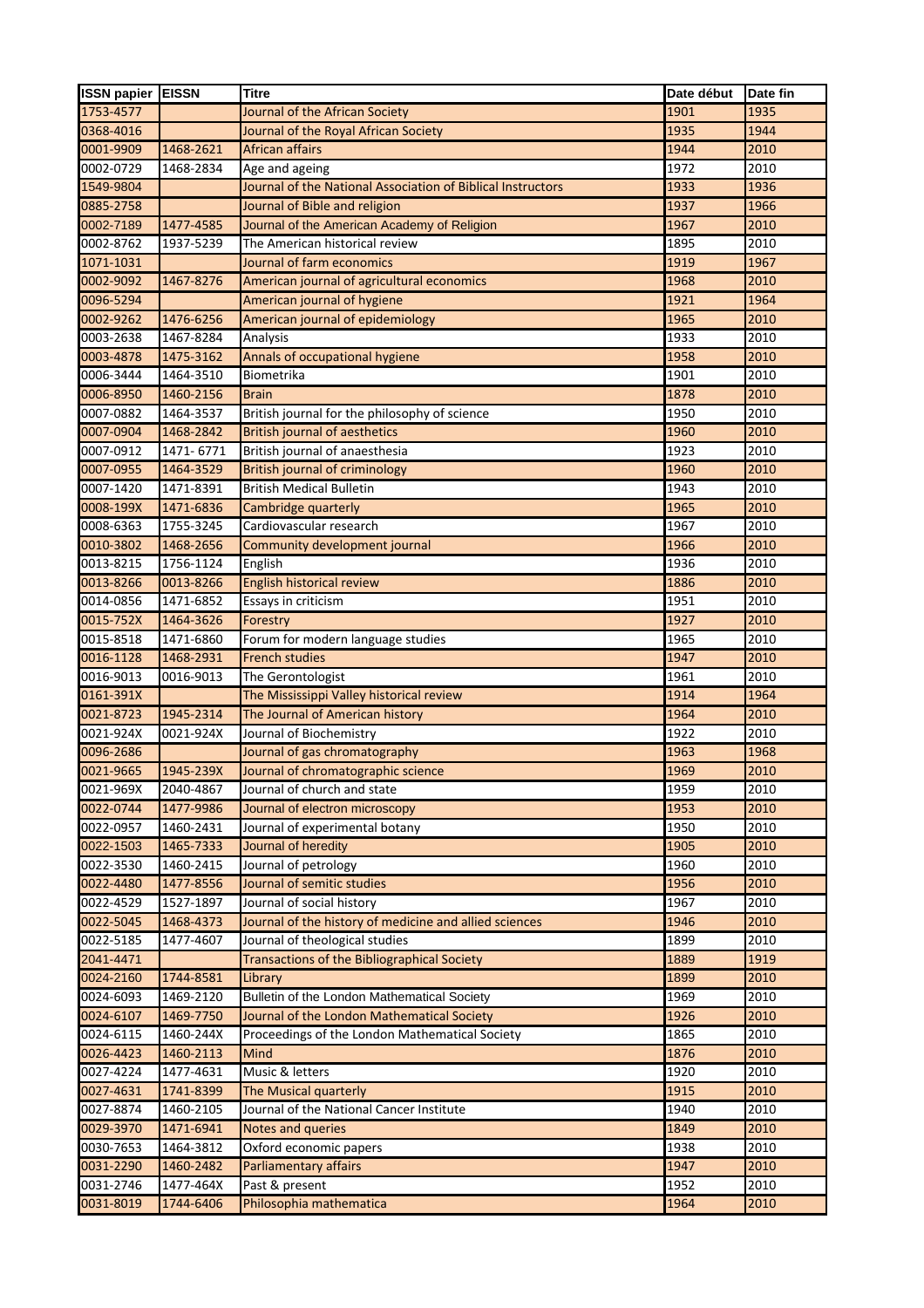| ISSN papier | EISSN | Titre | Date début | Date fin |
|---|---|---|---|---|
| 1753-4577 | | Journal of the African Society | 1901 | 1935 |
| 0368-4016 | | Journal of the Royal African Society | 1935 | 1944 |
| 0001-9909 | 1468-2621 | African affairs | 1944 | 2010 |
| 0002-0729 | 1468-2834 | Age and ageing | 1972 | 2010 |
| 1549-9804 | | Journal of the National Association of Biblical Instructors | 1933 | 1936 |
| 0885-2758 | | Journal of Bible and religion | 1937 | 1966 |
| 0002-7189 | 1477-4585 | Journal of the American Academy of Religion | 1967 | 2010 |
| 0002-8762 | 1937-5239 | The American historical review | 1895 | 2010 |
| 1071-1031 | | Journal of farm economics | 1919 | 1967 |
| 0002-9092 | 1467-8276 | American journal of agricultural economics | 1968 | 2010 |
| 0096-5294 | | American journal of hygiene | 1921 | 1964 |
| 0002-9262 | 1476-6256 | American journal of epidemiology | 1965 | 2010 |
| 0003-2638 | 1467-8284 | Analysis | 1933 | 2010 |
| 0003-4878 | 1475-3162 | Annals of occupational hygiene | 1958 | 2010 |
| 0006-3444 | 1464-3510 | Biometrika | 1901 | 2010 |
| 0006-8950 | 1460-2156 | Brain | 1878 | 2010 |
| 0007-0882 | 1464-3537 | British journal for the philosophy of science | 1950 | 2010 |
| 0007-0904 | 1468-2842 | British journal of aesthetics | 1960 | 2010 |
| 0007-0912 | 1471- 6771 | British journal of anaesthesia | 1923 | 2010 |
| 0007-0955 | 1464-3529 | British journal of criminology | 1960 | 2010 |
| 0007-1420 | 1471-8391 | British Medical Bulletin | 1943 | 2010 |
| 0008-199X | 1471-6836 | Cambridge quarterly | 1965 | 2010 |
| 0008-6363 | 1755-3245 | Cardiovascular research | 1967 | 2010 |
| 0010-3802 | 1468-2656 | Community development journal | 1966 | 2010 |
| 0013-8215 | 1756-1124 | English | 1936 | 2010 |
| 0013-8266 | 0013-8266 | English historical review | 1886 | 2010 |
| 0014-0856 | 1471-6852 | Essays in criticism | 1951 | 2010 |
| 0015-752X | 1464-3626 | Forestry | 1927 | 2010 |
| 0015-8518 | 1471-6860 | Forum for modern language studies | 1965 | 2010 |
| 0016-1128 | 1468-2931 | French studies | 1947 | 2010 |
| 0016-9013 | 0016-9013 | The Gerontologist | 1961 | 2010 |
| 0161-391X | | The Mississippi Valley historical review | 1914 | 1964 |
| 0021-8723 | 1945-2314 | The Journal of American history | 1964 | 2010 |
| 0021-924X | 0021-924X | Journal of Biochemistry | 1922 | 2010 |
| 0096-2686 | | Journal of gas chromatography | 1963 | 1968 |
| 0021-9665 | 1945-239X | Journal of chromatographic science | 1969 | 2010 |
| 0021-969X | 2040-4867 | Journal of church and state | 1959 | 2010 |
| 0022-0744 | 1477-9986 | Journal of electron microscopy | 1953 | 2010 |
| 0022-0957 | 1460-2431 | Journal of experimental botany | 1950 | 2010 |
| 0022-1503 | 1465-7333 | Journal of heredity | 1905 | 2010 |
| 0022-3530 | 1460-2415 | Journal of petrology | 1960 | 2010 |
| 0022-4480 | 1477-8556 | Journal of semitic studies | 1956 | 2010 |
| 0022-4529 | 1527-1897 | Journal of social history | 1967 | 2010 |
| 0022-5045 | 1468-4373 | Journal of the history of medicine and allied sciences | 1946 | 2010 |
| 0022-5185 | 1477-4607 | Journal of theological studies | 1899 | 2010 |
| 2041-4471 | | Transactions of the Bibliographical Society | 1889 | 1919 |
| 0024-2160 | 1744-8581 | Library | 1899 | 2010 |
| 0024-6093 | 1469-2120 | Bulletin of the London Mathematical Society | 1969 | 2010 |
| 0024-6107 | 1469-7750 | Journal of the London Mathematical Society | 1926 | 2010 |
| 0024-6115 | 1460-244X | Proceedings of the London Mathematical Society | 1865 | 2010 |
| 0026-4423 | 1460-2113 | Mind | 1876 | 2010 |
| 0027-4224 | 1477-4631 | Music & letters | 1920 | 2010 |
| 0027-4631 | 1741-8399 | The Musical quarterly | 1915 | 2010 |
| 0027-8874 | 1460-2105 | Journal of the National Cancer Institute | 1940 | 2010 |
| 0029-3970 | 1471-6941 | Notes and queries | 1849 | 2010 |
| 0030-7653 | 1464-3812 | Oxford economic papers | 1938 | 2010 |
| 0031-2290 | 1460-2482 | Parliamentary affairs | 1947 | 2010 |
| 0031-2746 | 1477-464X | Past & present | 1952 | 2010 |
| 0031-8019 | 1744-6406 | Philosophia mathematica | 1964 | 2010 |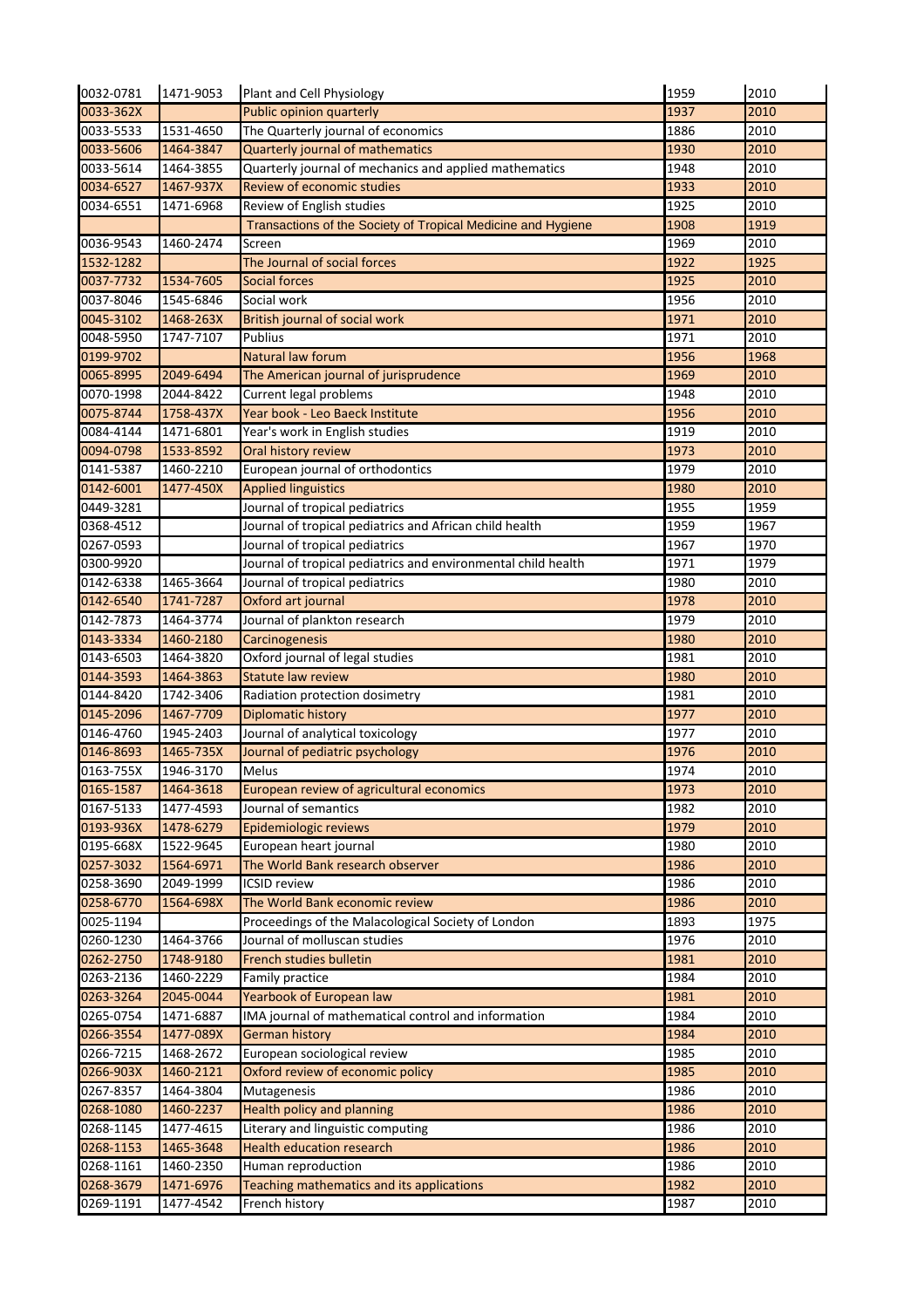| | | | | |
|---|---|---|---|---|
| 0032-0781 | 1471-9053 | Plant and Cell Physiology | 1959 | 2010 |
| 0033-362X | | Public opinion quarterly | 1937 | 2010 |
| 0033-5533 | 1531-4650 | The Quarterly journal of economics | 1886 | 2010 |
| 0033-5606 | 1464-3847 | Quarterly journal of mathematics | 1930 | 2010 |
| 0033-5614 | 1464-3855 | Quarterly journal of mechanics and applied mathematics | 1948 | 2010 |
| 0034-6527 | 1467-937X | Review of economic studies | 1933 | 2010 |
| 0034-6551 | 1471-6968 | Review of English studies | 1925 | 2010 |
| | | Transactions of the Society of Tropical Medicine and Hygiene | 1908 | 1919 |
| 0036-9543 | 1460-2474 | Screen | 1969 | 2010 |
| 1532-1282 | | The Journal of social forces | 1922 | 1925 |
| 0037-7732 | 1534-7605 | Social forces | 1925 | 2010 |
| 0037-8046 | 1545-6846 | Social work | 1956 | 2010 |
| 0045-3102 | 1468-263X | British journal of social work | 1971 | 2010 |
| 0048-5950 | 1747-7107 | Publius | 1971 | 2010 |
| 0199-9702 | | Natural law forum | 1956 | 1968 |
| 0065-8995 | 2049-6494 | The American journal of jurisprudence | 1969 | 2010 |
| 0070-1998 | 2044-8422 | Current legal problems | 1948 | 2010 |
| 0075-8744 | 1758-437X | Year book - Leo Baeck Institute | 1956 | 2010 |
| 0084-4144 | 1471-6801 | Year's work in English studies | 1919 | 2010 |
| 0094-0798 | 1533-8592 | Oral history review | 1973 | 2010 |
| 0141-5387 | 1460-2210 | European journal of orthodontics | 1979 | 2010 |
| 0142-6001 | 1477-450X | Applied linguistics | 1980 | 2010 |
| 0449-3281 | | Journal of tropical pediatrics | 1955 | 1959 |
| 0368-4512 | | Journal of tropical pediatrics and African child health | 1959 | 1967 |
| 0267-0593 | | Journal of tropical pediatrics | 1967 | 1970 |
| 0300-9920 | | Journal of tropical pediatrics and environmental child health | 1971 | 1979 |
| 0142-6338 | 1465-3664 | Journal of tropical pediatrics | 1980 | 2010 |
| 0142-6540 | 1741-7287 | Oxford art journal | 1978 | 2010 |
| 0142-7873 | 1464-3774 | Journal of plankton research | 1979 | 2010 |
| 0143-3334 | 1460-2180 | Carcinogenesis | 1980 | 2010 |
| 0143-6503 | 1464-3820 | Oxford journal of legal studies | 1981 | 2010 |
| 0144-3593 | 1464-3863 | Statute law review | 1980 | 2010 |
| 0144-8420 | 1742-3406 | Radiation protection dosimetry | 1981 | 2010 |
| 0145-2096 | 1467-7709 | Diplomatic history | 1977 | 2010 |
| 0146-4760 | 1945-2403 | Journal of analytical toxicology | 1977 | 2010 |
| 0146-8693 | 1465-735X | Journal of pediatric psychology | 1976 | 2010 |
| 0163-755X | 1946-3170 | Melus | 1974 | 2010 |
| 0165-1587 | 1464-3618 | European review of agricultural economics | 1973 | 2010 |
| 0167-5133 | 1477-4593 | Journal of semantics | 1982 | 2010 |
| 0193-936X | 1478-6279 | Epidemiologic reviews | 1979 | 2010 |
| 0195-668X | 1522-9645 | European heart journal | 1980 | 2010 |
| 0257-3032 | 1564-6971 | The World Bank research observer | 1986 | 2010 |
| 0258-3690 | 2049-1999 | ICSID review | 1986 | 2010 |
| 0258-6770 | 1564-698X | The World Bank economic review | 1986 | 2010 |
| 0025-1194 | | Proceedings of the Malacological Society of London | 1893 | 1975 |
| 0260-1230 | 1464-3766 | Journal of molluscan studies | 1976 | 2010 |
| 0262-2750 | 1748-9180 | French studies bulletin | 1981 | 2010 |
| 0263-2136 | 1460-2229 | Family practice | 1984 | 2010 |
| 0263-3264 | 2045-0044 | Yearbook of European law | 1981 | 2010 |
| 0265-0754 | 1471-6887 | IMA journal of mathematical control and information | 1984 | 2010 |
| 0266-3554 | 1477-089X | German history | 1984 | 2010 |
| 0266-7215 | 1468-2672 | European sociological review | 1985 | 2010 |
| 0266-903X | 1460-2121 | Oxford review of economic policy | 1985 | 2010 |
| 0267-8357 | 1464-3804 | Mutagenesis | 1986 | 2010 |
| 0268-1080 | 1460-2237 | Health policy and planning | 1986 | 2010 |
| 0268-1145 | 1477-4615 | Literary and linguistic computing | 1986 | 2010 |
| 0268-1153 | 1465-3648 | Health education research | 1986 | 2010 |
| 0268-1161 | 1460-2350 | Human reproduction | 1986 | 2010 |
| 0268-3679 | 1471-6976 | Teaching mathematics and its applications | 1982 | 2010 |
| 0269-1191 | 1477-4542 | French history | 1987 | 2010 |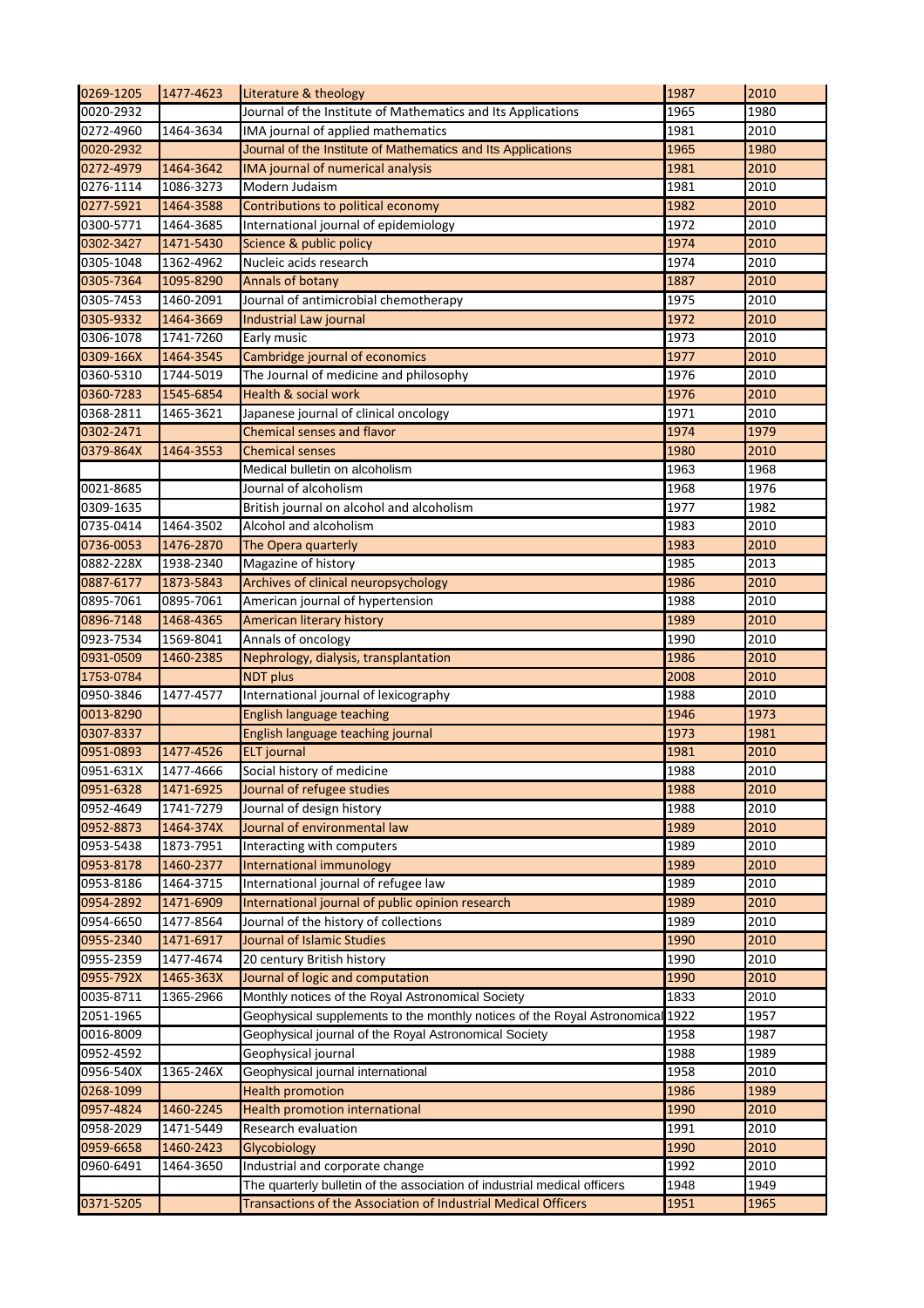| 0269-1205 | 1477-4623 | Literature & theology | 1987 | 2010 |
|---|---|---|---|---|
| 0020-2932 | | Journal of the Institute of Mathematics and Its Applications | 1965 | 1980 |
| 0272-4960 | 1464-3634 | IMA journal of applied mathematics | 1981 | 2010 |
| 0020-2932 | | Journal of the Institute of Mathematics and Its Applications | 1965 | 1980 |
| 0272-4979 | 1464-3642 | IMA journal of numerical analysis | 1981 | 2010 |
| 0276-1114 | 1086-3273 | Modern Judaism | 1981 | 2010 |
| 0277-5921 | 1464-3588 | Contributions to political economy | 1982 | 2010 |
| 0300-5771 | 1464-3685 | International journal of epidemiology | 1972 | 2010 |
| 0302-3427 | 1471-5430 | Science & public policy | 1974 | 2010 |
| 0305-1048 | 1362-4962 | Nucleic acids research | 1974 | 2010 |
| 0305-7364 | 1095-8290 | Annals of botany | 1887 | 2010 |
| 0305-7453 | 1460-2091 | Journal of antimicrobial chemotherapy | 1975 | 2010 |
| 0305-9332 | 1464-3669 | Industrial Law journal | 1972 | 2010 |
| 0306-1078 | 1741-7260 | Early music | 1973 | 2010 |
| 0309-166X | 1464-3545 | Cambridge journal of economics | 1977 | 2010 |
| 0360-5310 | 1744-5019 | The Journal of medicine and philosophy | 1976 | 2010 |
| 0360-7283 | 1545-6854 | Health & social work | 1976 | 2010 |
| 0368-2811 | 1465-3621 | Japanese journal of clinical oncology | 1971 | 2010 |
| 0302-2471 | | Chemical senses and flavor | 1974 | 1979 |
| 0379-864X | 1464-3553 | Chemical senses | 1980 | 2010 |
| | | Medical bulletin on alcoholism | 1963 | 1968 |
| 0021-8685 | | Journal of alcoholism | 1968 | 1976 |
| 0309-1635 | | British journal on alcohol and alcoholism | 1977 | 1982 |
| 0735-0414 | 1464-3502 | Alcohol and alcoholism | 1983 | 2010 |
| 0736-0053 | 1476-2870 | The Opera quarterly | 1983 | 2010 |
| 0882-228X | 1938-2340 | Magazine of history | 1985 | 2013 |
| 0887-6177 | 1873-5843 | Archives of clinical neuropsychology | 1986 | 2010 |
| 0895-7061 | 0895-7061 | American journal of hypertension | 1988 | 2010 |
| 0896-7148 | 1468-4365 | American literary history | 1989 | 2010 |
| 0923-7534 | 1569-8041 | Annals of oncology | 1990 | 2010 |
| 0931-0509 | 1460-2385 | Nephrology, dialysis, transplantation | 1986 | 2010 |
| 1753-0784 | | NDT plus | 2008 | 2010 |
| 0950-3846 | 1477-4577 | International journal of lexicography | 1988 | 2010 |
| 0013-8290 | | English language teaching | 1946 | 1973 |
| 0307-8337 | | English language teaching journal | 1973 | 1981 |
| 0951-0893 | 1477-4526 | ELT journal | 1981 | 2010 |
| 0951-631X | 1477-4666 | Social history of medicine | 1988 | 2010 |
| 0951-6328 | 1471-6925 | Journal of refugee studies | 1988 | 2010 |
| 0952-4649 | 1741-7279 | Journal of design history | 1988 | 2010 |
| 0952-8873 | 1464-374X | Journal of environmental law | 1989 | 2010 |
| 0953-5438 | 1873-7951 | Interacting with computers | 1989 | 2010 |
| 0953-8178 | 1460-2377 | International immunology | 1989 | 2010 |
| 0953-8186 | 1464-3715 | International journal of refugee law | 1989 | 2010 |
| 0954-2892 | 1471-6909 | International journal of public opinion research | 1989 | 2010 |
| 0954-6650 | 1477-8564 | Journal of the history of collections | 1989 | 2010 |
| 0955-2340 | 1471-6917 | Journal of Islamic Studies | 1990 | 2010 |
| 0955-2359 | 1477-4674 | 20 century British history | 1990 | 2010 |
| 0955-792X | 1465-363X | Journal of logic and computation | 1990 | 2010 |
| 0035-8711 | 1365-2966 | Monthly notices of the Royal Astronomical Society | 1833 | 2010 |
| 2051-1965 | | Geophysical supplements to the monthly notices of the Royal Astronomical | 1922 | 1957 |
| 0016-8009 | | Geophysical journal of the Royal Astronomical Society | 1958 | 1987 |
| 0952-4592 | | Geophysical journal | 1988 | 1989 |
| 0956-540X | 1365-246X | Geophysical journal international | 1958 | 2010 |
| 0268-1099 | | Health promotion | 1986 | 1989 |
| 0957-4824 | 1460-2245 | Health promotion international | 1990 | 2010 |
| 0958-2029 | 1471-5449 | Research evaluation | 1991 | 2010 |
| 0959-6658 | 1460-2423 | Glycobiology | 1990 | 2010 |
| 0960-6491 | 1464-3650 | Industrial and corporate change | 1992 | 2010 |
| | | The quarterly bulletin of the association of industrial medical officers | 1948 | 1949 |
| 0371-5205 | | Transactions of the Association of Industrial Medical Officers | 1951 | 1965 |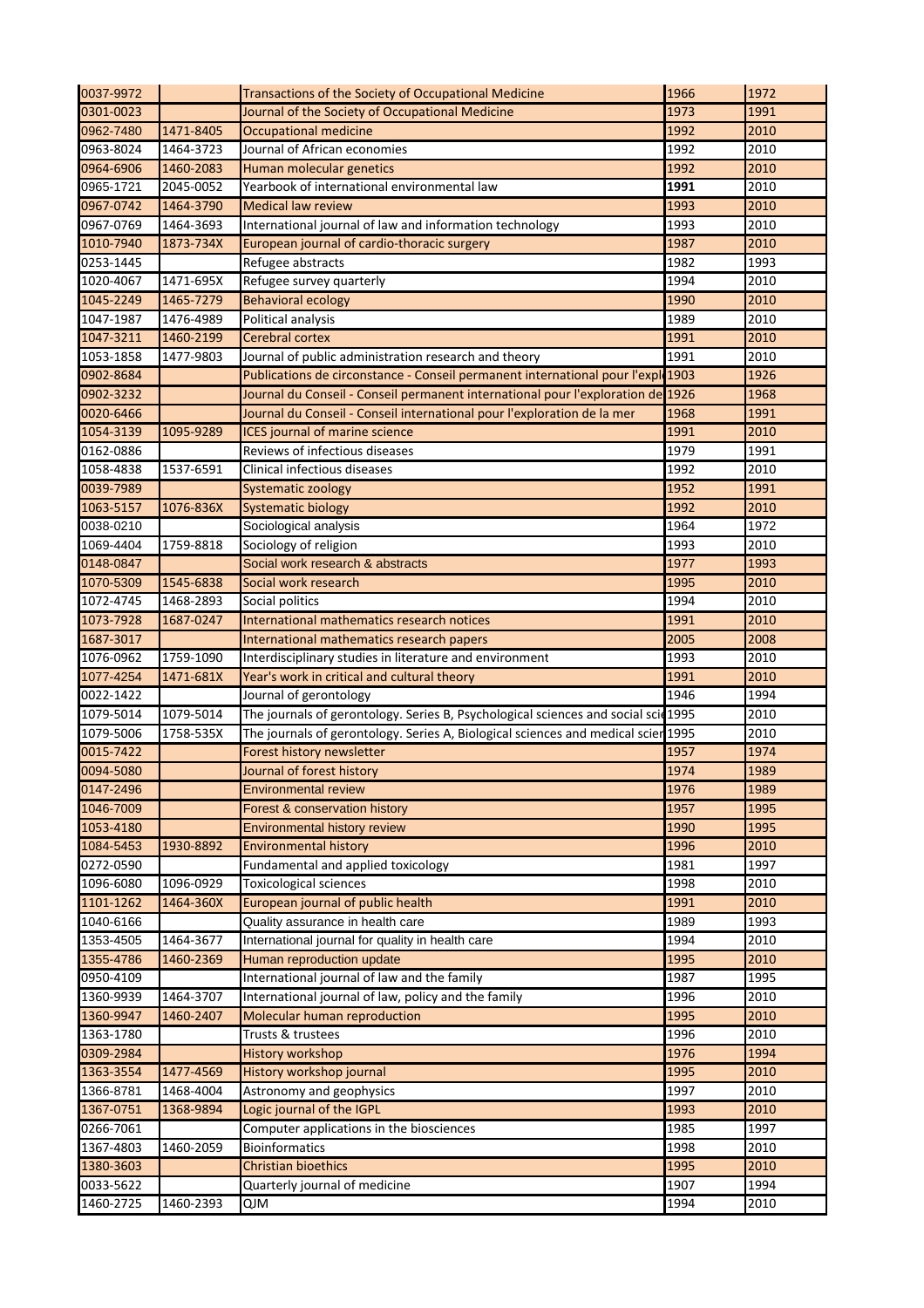| | | | | |
|---|---|---|---|---|
| 0037-9972 | | Transactions of the Society of Occupational Medicine | 1966 | 1972 |
| 0301-0023 | | Journal of the Society of Occupational Medicine | 1973 | 1991 |
| 0962-7480 | 1471-8405 | Occupational medicine | 1992 | 2010 |
| 0963-8024 | 1464-3723 | Journal of African economies | 1992 | 2010 |
| 0964-6906 | 1460-2083 | Human molecular genetics | 1992 | 2010 |
| 0965-1721 | 2045-0052 | Yearbook of international environmental law | **1991** | 2010 |
| 0967-0742 | 1464-3790 | Medical law review | 1993 | 2010 |
| 0967-0769 | 1464-3693 | International journal of law and information technology | 1993 | 2010 |
| 1010-7940 | 1873-734X | European journal of cardio-thoracic surgery | 1987 | 2010 |
| 0253-1445 | | Refugee abstracts | 1982 | 1993 |
| 1020-4067 | 1471-695X | Refugee survey quarterly | 1994 | 2010 |
| 1045-2249 | 1465-7279 | Behavioral ecology | 1990 | 2010 |
| 1047-1987 | 1476-4989 | Political analysis | 1989 | 2010 |
| 1047-3211 | 1460-2199 | Cerebral cortex | 1991 | 2010 |
| 1053-1858 | 1477-9803 | Journal of public administration research and theory | 1991 | 2010 |
| 0902-8684 | | Publications de circonstance - Conseil permanent international pour l'expl | 1903 | 1926 |
| 0902-3232 | | Journal du Conseil - Conseil permanent international pour l'exploration de | 1926 | 1968 |
| 0020-6466 | | Journal du Conseil - Conseil international pour l'exploration de la mer | 1968 | 1991 |
| 1054-3139 | 1095-9289 | ICES journal of marine science | 1991 | 2010 |
| 0162-0886 | | Reviews of infectious diseases | 1979 | 1991 |
| 1058-4838 | 1537-6591 | Clinical infectious diseases | 1992 | 2010 |
| 0039-7989 | | Systematic zoology | 1952 | 1991 |
| 1063-5157 | 1076-836X | Systematic biology | 1992 | 2010 |
| 0038-0210 | | Sociological analysis | 1964 | 1972 |
| 1069-4404 | 1759-8818 | Sociology of religion | 1993 | 2010 |
| 0148-0847 | | Social work research & abstracts | 1977 | 1993 |
| 1070-5309 | 1545-6838 | Social work research | 1995 | 2010 |
| 1072-4745 | 1468-2893 | Social politics | 1994 | 2010 |
| 1073-7928 | 1687-0247 | International mathematics research notices | 1991 | 2010 |
| 1687-3017 | | International mathematics research papers | 2005 | 2008 |
| 1076-0962 | 1759-1090 | Interdisciplinary studies in literature and environment | 1993 | 2010 |
| 1077-4254 | 1471-681X | Year's work in critical and cultural theory | 1991 | 2010 |
| 0022-1422 | | Journal of gerontology | 1946 | 1994 |
| 1079-5014 | 1079-5014 | The journals of gerontology. Series B, Psychological sciences and social sci | 1995 | 2010 |
| 1079-5006 | 1758-535X | The journals of gerontology. Series A, Biological sciences and medical scier | 1995 | 2010 |
| 0015-7422 | | Forest history newsletter | 1957 | 1974 |
| 0094-5080 | | Journal of forest history | 1974 | 1989 |
| 0147-2496 | | Environmental review | 1976 | 1989 |
| 1046-7009 | | Forest & conservation history | 1957 | 1995 |
| 1053-4180 | | Environmental history review | 1990 | 1995 |
| 1084-5453 | 1930-8892 | Environmental history | 1996 | 2010 |
| 0272-0590 | | Fundamental and applied toxicology | 1981 | 1997 |
| 1096-6080 | 1096-0929 | Toxicological sciences | 1998 | 2010 |
| 1101-1262 | 1464-360X | European journal of public health | 1991 | 2010 |
| 1040-6166 | | Quality assurance in health care | 1989 | 1993 |
| 1353-4505 | 1464-3677 | International journal for quality in health care | 1994 | 2010 |
| 1355-4786 | 1460-2369 | Human reproduction update | 1995 | 2010 |
| 0950-4109 | | International journal of law and the family | 1987 | 1995 |
| 1360-9939 | 1464-3707 | International journal of law, policy and the family | 1996 | 2010 |
| 1360-9947 | 1460-2407 | Molecular human reproduction | 1995 | 2010 |
| 1363-1780 | | Trusts & trustees | 1996 | 2010 |
| 0309-2984 | | History workshop | 1976 | 1994 |
| 1363-3554 | 1477-4569 | History workshop journal | 1995 | 2010 |
| 1366-8781 | 1468-4004 | Astronomy and geophysics | 1997 | 2010 |
| 1367-0751 | 1368-9894 | Logic journal of the IGPL | 1993 | 2010 |
| 0266-7061 | | Computer applications in the biosciences | 1985 | 1997 |
| 1367-4803 | 1460-2059 | Bioinformatics | 1998 | 2010 |
| 1380-3603 | | Christian bioethics | 1995 | 2010 |
| 0033-5622 | | Quarterly journal of medicine | 1907 | 1994 |
| 1460-2725 | 1460-2393 | QJM | 1994 | 2010 |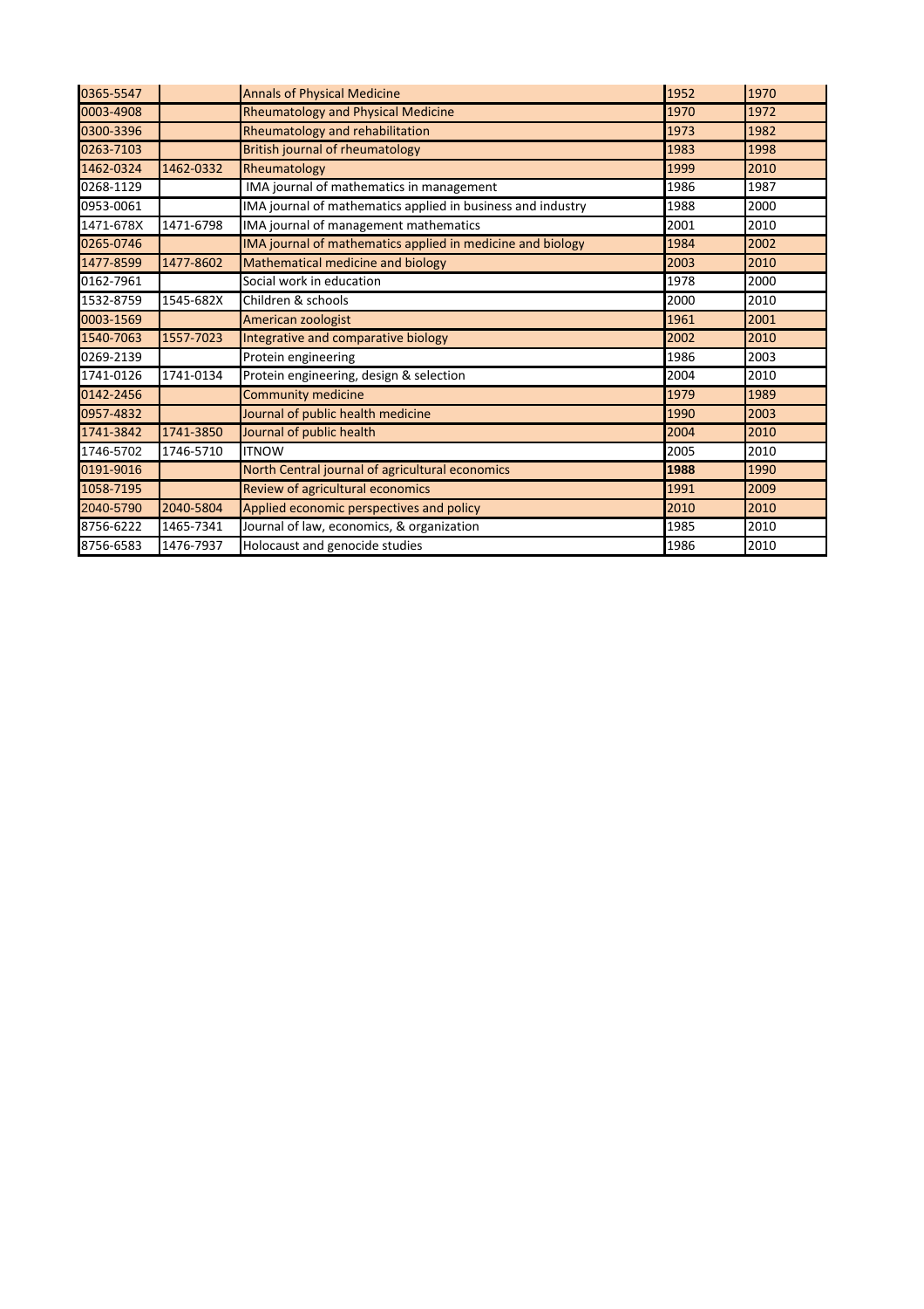| | | | | |
|---|---|---|---|---|
| 0365-5547 | | Annals of Physical Medicine | 1952 | 1970 |
| 0003-4908 | | Rheumatology and Physical Medicine | 1970 | 1972 |
| 0300-3396 | | Rheumatology and rehabilitation | 1973 | 1982 |
| 0263-7103 | | British journal of rheumatology | 1983 | 1998 |
| 1462-0324 | 1462-0332 | Rheumatology | 1999 | 2010 |
| 0268-1129 | | IMA journal of mathematics in management | 1986 | 1987 |
| 0953-0061 | | IMA journal of mathematics applied in business and industry | 1988 | 2000 |
| 1471-678X | 1471-6798 | IMA journal of management mathematics | 2001 | 2010 |
| 0265-0746 | | IMA journal of mathematics applied in medicine and biology | 1984 | 2002 |
| 1477-8599 | 1477-8602 | Mathematical medicine and biology | 2003 | 2010 |
| 0162-7961 | | Social work in education | 1978 | 2000 |
| 1532-8759 | 1545-682X | Children & schools | 2000 | 2010 |
| 0003-1569 | | American zoologist | 1961 | 2001 |
| 1540-7063 | 1557-7023 | Integrative and comparative biology | 2002 | 2010 |
| 0269-2139 | | Protein engineering | 1986 | 2003 |
| 1741-0126 | 1741-0134 | Protein engineering, design & selection | 2004 | 2010 |
| 0142-2456 | | Community medicine | 1979 | 1989 |
| 0957-4832 | | Journal of public health medicine | 1990 | 2003 |
| 1741-3842 | 1741-3850 | Journal of public health | 2004 | 2010 |
| 1746-5702 | 1746-5710 | ITNOW | 2005 | 2010 |
| 0191-9016 | | North Central journal of agricultural economics | **1988** | 1990 |
| 1058-7195 | | Review of agricultural economics | 1991 | 2009 |
| 2040-5790 | 2040-5804 | Applied economic perspectives and policy | 2010 | 2010 |
| 8756-6222 | 1465-7341 | Journal of law, economics, & organization | 1985 | 2010 |
| 8756-6583 | 1476-7937 | Holocaust and genocide studies | 1986 | 2010 |